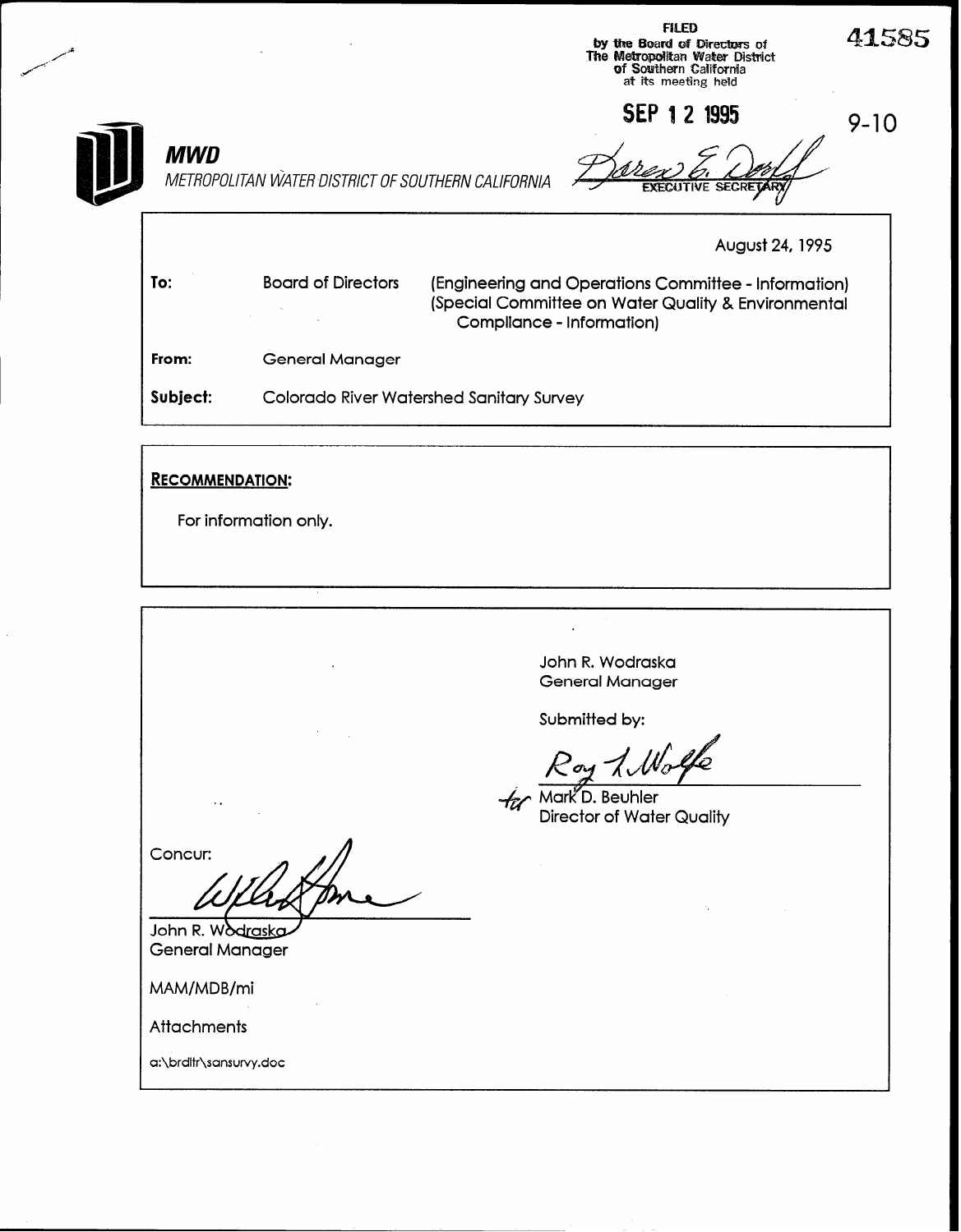FILED
by the Board of Directors of
The Metropolitan Water District
of Southern California
at its meeting held

SEP 12 1995

Karen E. Doolf
EXECUTIVE SECRETARY

41585

9-10

**MWD**

*METROPOLITAN WATER DISTRICT OF SOUTHERN CALIFORNIA*

August 24, 1995

**To:** Board of Directors (Engineering and Operations Committee - Information) (Special Committee on Water Quality & Environmental Compliance - Information)

**From:** General Manager

**Subject:** Colorado River Watershed Sanitary Survey

**RECOMMENDATION:**

For information only.

John R. Wodraska
General Manager

Submitted by:

Roy L. Wolfe
for Mark D. Beuhler
Director of Water Quality

Concur:

John R. Wodraska
General Manager

MAM/MDB/mi

Attachments

a:\brdltr\sansurvy.doc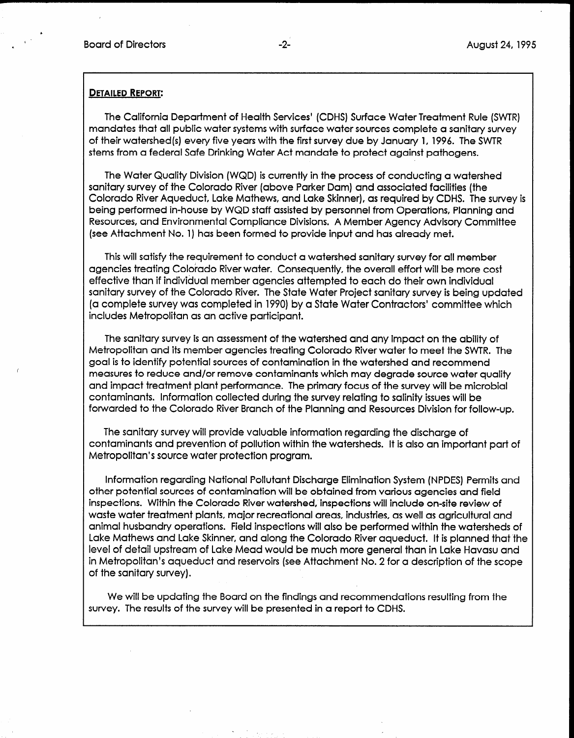**DETAILED REPORT:**

The California Department of Health Services' (CDHS) Surface Water Treatment Rule (SWTR) mandates that all public water systems with surface water sources complete a sanitary survey of their watershed(s) every five years with the first survey due by January 1, 1996. The SWTR stems from a federal Safe Drinking Water Act mandate to protect against pathogens.

The Water Quality Division (WQD) is currently in the process of conducting a watershed sanitary survey of the Colorado River (above Parker Dam) and associated facilities (the Colorado River Aqueduct, Lake Mathews, and Lake Skinner), as required by CDHS. The survey is being performed in-house by WQD staff assisted by personnel from Operations, Planning and Resources, and Environmental Compliance Divisions. A Member Agency Advisory Committee (see Attachment No. 1) has been formed to provide input and has already met.

This will satisfy the requirement to conduct a watershed sanitary survey for all member agencies treating Colorado River water. Consequently, the overall effort will be more cost effective than if individual member agencies attempted to each do their own individual sanitary survey of the Colorado River. The State Water Project sanitary survey is being updated (a complete survey was completed in 1990) by a State Water Contractors' committee which includes Metropolitan as an active participant.

The sanitary survey is an assessment of the watershed and any impact on the ability of Metropolitan and its member agencies treating Colorado River water to meet the SWTR. The goal is to identify potential sources of contamination in the watershed and recommend measures to reduce and/or remove contaminants which may degrade source water quality and impact treatment plant performance. The primary focus of the survey will be microbial contaminants. Information collected during the survey relating to salinity issues will be forwarded to the Colorado River Branch of the Planning and Resources Division for follow-up.

The sanitary survey will provide valuable information regarding the discharge of contaminants and prevention of pollution within the watersheds. It is also an important part of Metropolitan's source water protection program.

Information regarding National Pollutant Discharge Elimination System (NPDES) Permits and other potential sources of contamination will be obtained from various agencies and field inspections. Within the Colorado River watershed, inspections will include on-site review of waste water treatment plants, major recreational areas, industries, as well as agricultural and animal husbandry operations. Field inspections will also be performed within the watersheds of Lake Mathews and Lake Skinner, and along the Colorado River aqueduct. It is planned that the level of detail upstream of Lake Mead would be much more general than in Lake Havasu and in Metropolitan's aqueduct and reservoirs (see Attachment No. 2 for a description of the scope of the sanitary survey).

We will be updating the Board on the findings and recommendations resulting from the survey. The results of the survey will be presented in a report to CDHS.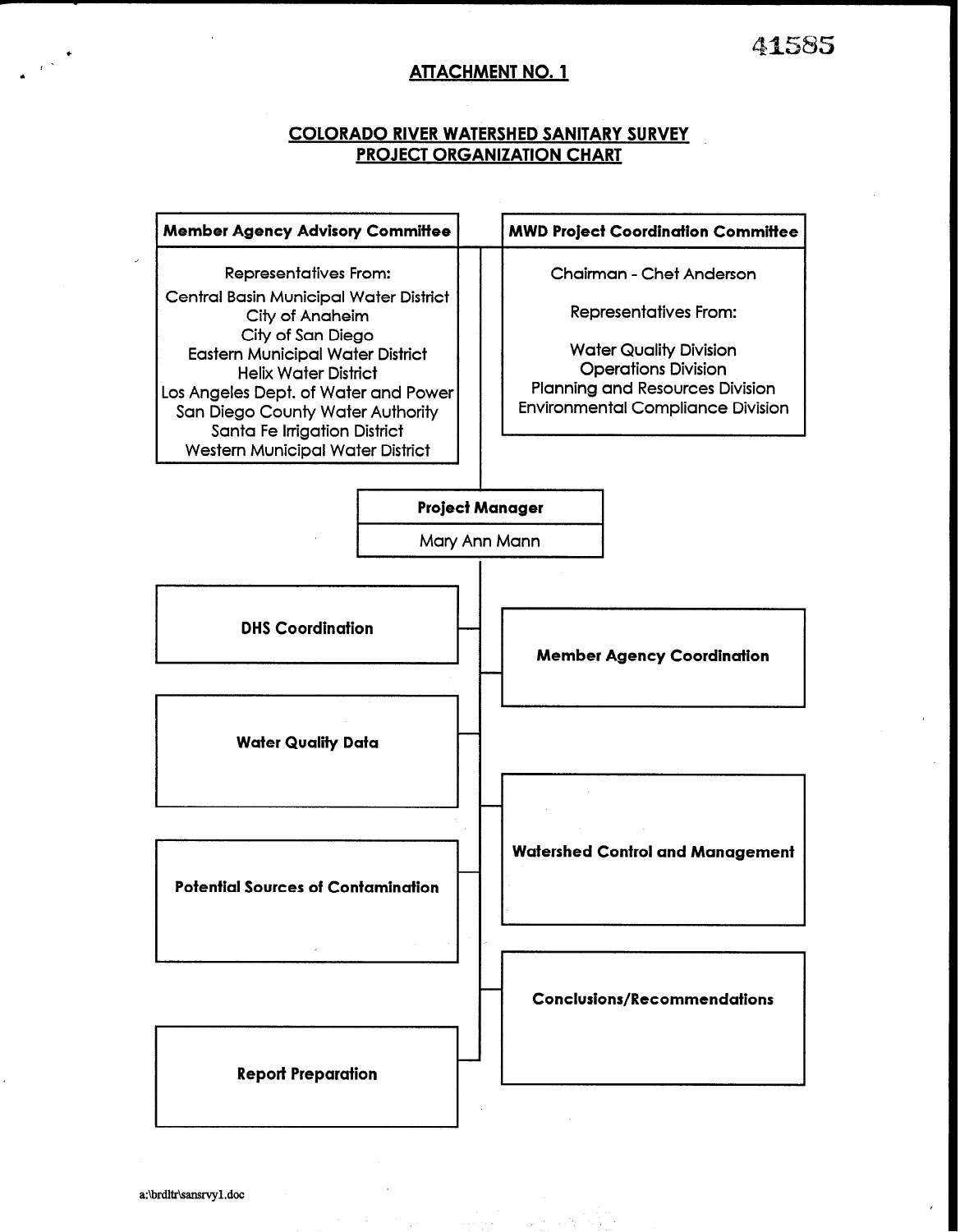41585

## ATTACHMENT NO. 1

## COLORADO RIVER WATERSHED SANITARY SURVEY PROJECT ORGANIZATION CHART

**Member Agency Advisory Committee**

Representatives From:

- Central Basin Municipal Water District
- City of Anaheim
- City of San Diego
- Eastern Municipal Water District
- Helix Water District
- Los Angeles Dept. of Water and Power
- San Diego County Water Authority
- Santa Fe Irrigation District
- Western Municipal Water District

**MWD Project Coordination Committee**

Chairman - Chet Anderson

Representatives From:

- Water Quality Division
- Operations Division
- Planning and Resources Division
- Environmental Compliance Division

**Project Manager**

Mary Ann Mann

- **DHS Coordination**
- **Member Agency Coordination**
- **Water Quality Data**
- **Watershed Control and Management**
- **Potential Sources of Contamination**
- **Conclusions/Recommendations**
- **Report Preparation**

a:\brdltr\sansrvy1.doc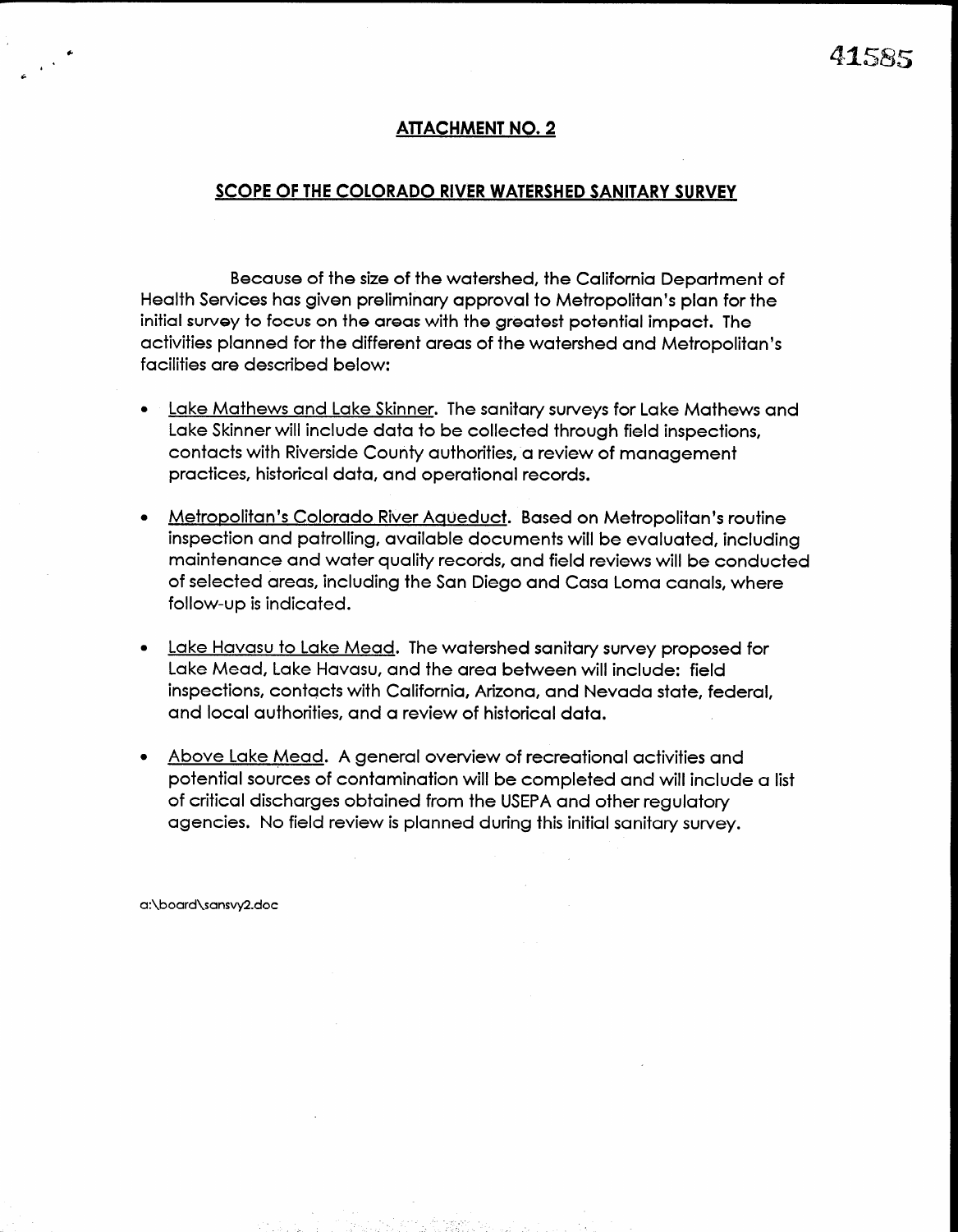41585

## ATTACHMENT NO. 2

## SCOPE OF THE COLORADO RIVER WATERSHED SANITARY SURVEY

Because of the size of the watershed, the California Department of Health Services has given preliminary approval to Metropolitan's plan for the initial survey to focus on the areas with the greatest potential impact. The activities planned for the different areas of the watershed and Metropolitan's facilities are described below:

- Lake Mathews and Lake Skinner. The sanitary surveys for Lake Mathews and Lake Skinner will include data to be collected through field inspections, contacts with Riverside County authorities, a review of management practices, historical data, and operational records.

- Metropolitan's Colorado River Aqueduct. Based on Metropolitan's routine inspection and patrolling, available documents will be evaluated, including maintenance and water quality records, and field reviews will be conducted of selected areas, including the San Diego and Casa Loma canals, where follow-up is indicated.

- Lake Havasu to Lake Mead. The watershed sanitary survey proposed for Lake Mead, Lake Havasu, and the area between will include: field inspections, contacts with California, Arizona, and Nevada state, federal, and local authorities, and a review of historical data.

- Above Lake Mead. A general overview of recreational activities and potential sources of contamination will be completed and will include a list of critical discharges obtained from the USEPA and other regulatory agencies. No field review is planned during this initial sanitary survey.

a:\board\sansvy2.doc